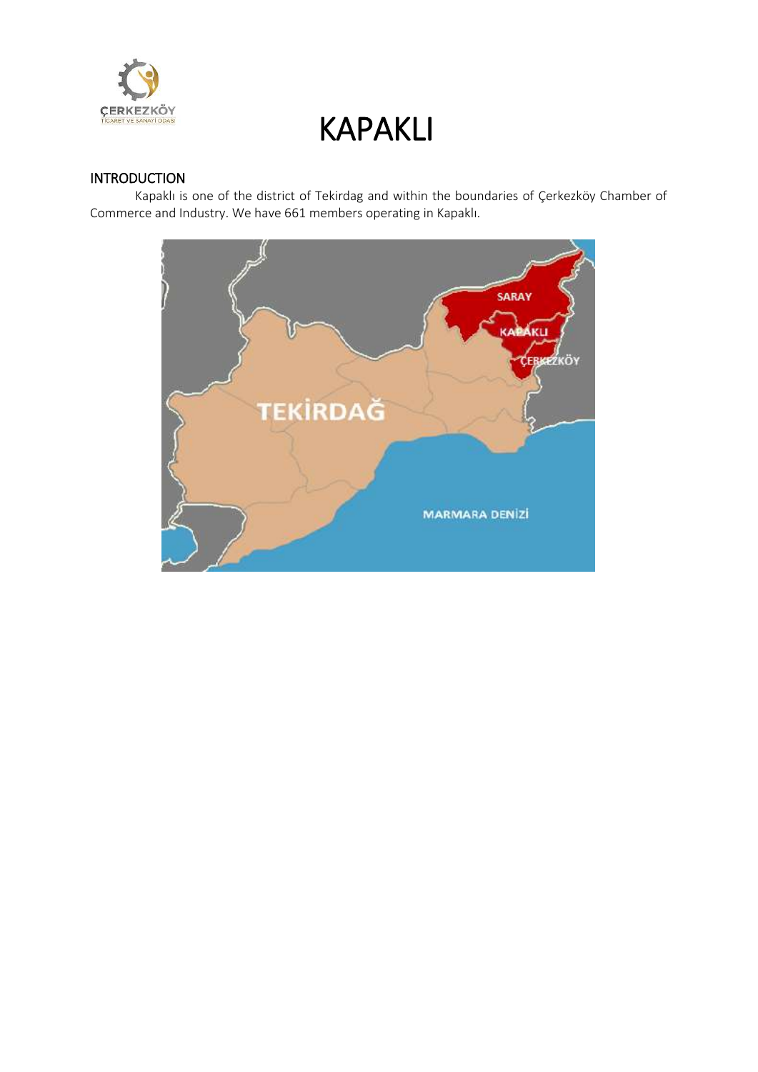# KAPAKLI

## INTRODUCTION

Kapaklı is one of the district of Tekirdag and within the boundaries of Çerkezköy Chamber of Commerce and Industry. We have 661 members operating in Kapaklı.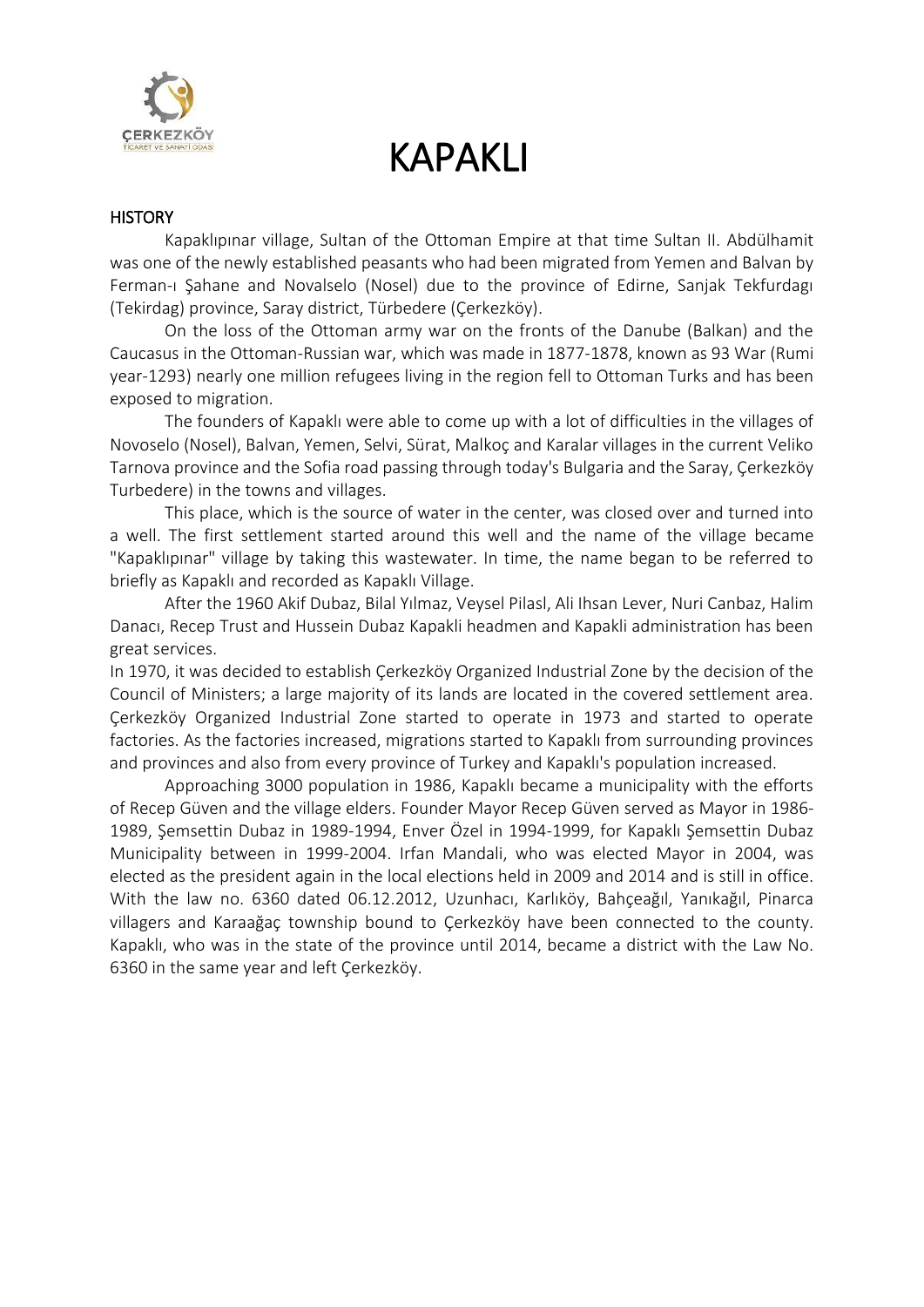# KAPAKLI

## HISTORY

Kapaklıpınar village, Sultan of the Ottoman Empire at that time Sultan II. Abdülhamit was one of the newly established peasants who had been migrated from Yemen and Balvan by Ferman-ı Şahane and Novalselo (Nosel) due to the province of Edirne, Sanjak Tekfurdagı (Tekirdag) province, Saray district, Türbedere (Çerkezköy).

On the loss of the Ottoman army war on the fronts of the Danube (Balkan) and the Caucasus in the Ottoman-Russian war, which was made in 1877-1878, known as 93 War (Rumi year-1293) nearly one million refugees living in the region fell to Ottoman Turks and has been exposed to migration.

The founders of Kapaklı were able to come up with a lot of difficulties in the villages of Novoselo (Nosel), Balvan, Yemen, Selvi, Sürat, Malkoç and Karalar villages in the current Veliko Tarnova province and the Sofia road passing through today's Bulgaria and the Saray, Çerkezköy Turbedere) in the towns and villages.

This place, which is the source of water in the center, was closed over and turned into a well. The first settlement started around this well and the name of the village became "Kapaklıpınar" village by taking this wastewater. In time, the name began to be referred to briefly as Kapaklı and recorded as Kapaklı Village.

After the 1960 Akif Dubaz, Bilal Yılmaz, Veysel Pilasl, Ali Ihsan Lever, Nuri Canbaz, Halim Danacı, Recep Trust and Hussein Dubaz Kapakli headmen and Kapakli administration has been great services.

In 1970, it was decided to establish Çerkezköy Organized Industrial Zone by the decision of the Council of Ministers; a large majority of its lands are located in the covered settlement area. Çerkezköy Organized Industrial Zone started to operate in 1973 and started to operate factories. As the factories increased, migrations started to Kapaklı from surrounding provinces and provinces and also from every province of Turkey and Kapaklı's population increased.

Approaching 3000 population in 1986, Kapaklı became a municipality with the efforts of Recep Güven and the village elders. Founder Mayor Recep Güven served as Mayor in 1986-1989, Şemsettin Dubaz in 1989-1994, Enver Özel in 1994-1999, for Kapaklı Şemsettin Dubaz Municipality between in 1999-2004. Irfan Mandali, who was elected Mayor in 2004, was elected as the president again in the local elections held in 2009 and 2014 and is still in office. With the law no. 6360 dated 06.12.2012, Uzunhacı, Karlıköy, Bahçeağıl, Yanıkağıl, Pinarca villagers and Karaağaç township bound to Çerkezköy have been connected to the county. Kapaklı, who was in the state of the province until 2014, became a district with the Law No. 6360 in the same year and left Çerkezköy.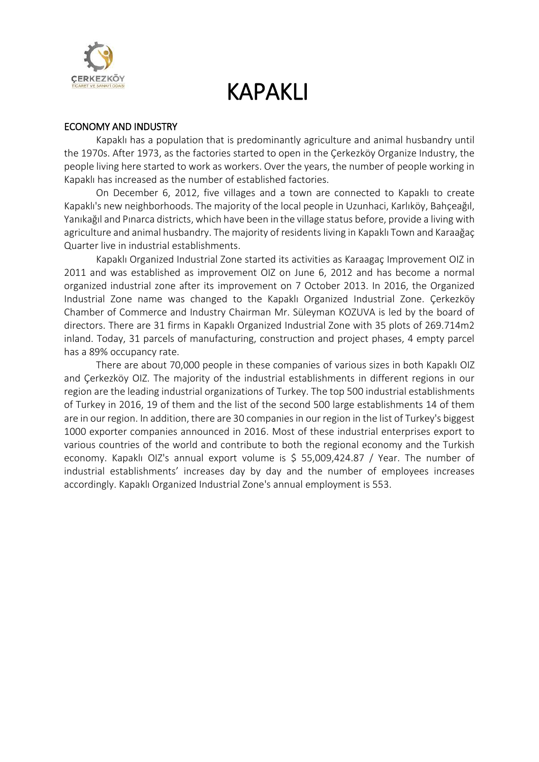# KAPAKLI

## ECONOMY AND INDUSTRY

Kapaklı has a population that is predominantly agriculture and animal husbandry until the 1970s. After 1973, as the factories started to open in the Çerkezköy Organize Industry, the people living here started to work as workers. Over the years, the number of people working in Kapaklı has increased as the number of established factories.

On December 6, 2012, five villages and a town are connected to Kapaklı to create Kapaklı's new neighborhoods. The majority of the local people in Uzunhaci, Karlıköy, Bahçeağıl, Yanıkağıl and Pınarca districts, which have been in the village status before, provide a living with agriculture and animal husbandry. The majority of residents living in Kapaklı Town and Karaağaç Quarter live in industrial establishments.

Kapaklı Organized Industrial Zone started its activities as Karaagaç Improvement OIZ in 2011 and was established as improvement OIZ on June 6, 2012 and has become a normal organized industrial zone after its improvement on 7 October 2013. In 2016, the Organized Industrial Zone name was changed to the Kapaklı Organized Industrial Zone. Çerkezköy Chamber of Commerce and Industry Chairman Mr. Süleyman KOZUVA is led by the board of directors. There are 31 firms in Kapaklı Organized Industrial Zone with 35 plots of 269.714m2 inland. Today, 31 parcels of manufacturing, construction and project phases, 4 empty parcel has a 89% occupancy rate.

There are about 70,000 people in these companies of various sizes in both Kapaklı OIZ and Çerkezköy OIZ. The majority of the industrial establishments in different regions in our region are the leading industrial organizations of Turkey. The top 500 industrial establishments of Turkey in 2016, 19 of them and the list of the second 500 large establishments 14 of them are in our region. In addition, there are 30 companies in our region in the list of Turkey's biggest 1000 exporter companies announced in 2016. Most of these industrial enterprises export to various countries of the world and contribute to both the regional economy and the Turkish economy. Kapaklı OIZ's annual export volume is $ 55,009,424.87 / Year. The number of industrial establishments' increases day by day and the number of employees increases accordingly. Kapaklı Organized Industrial Zone's annual employment is 553.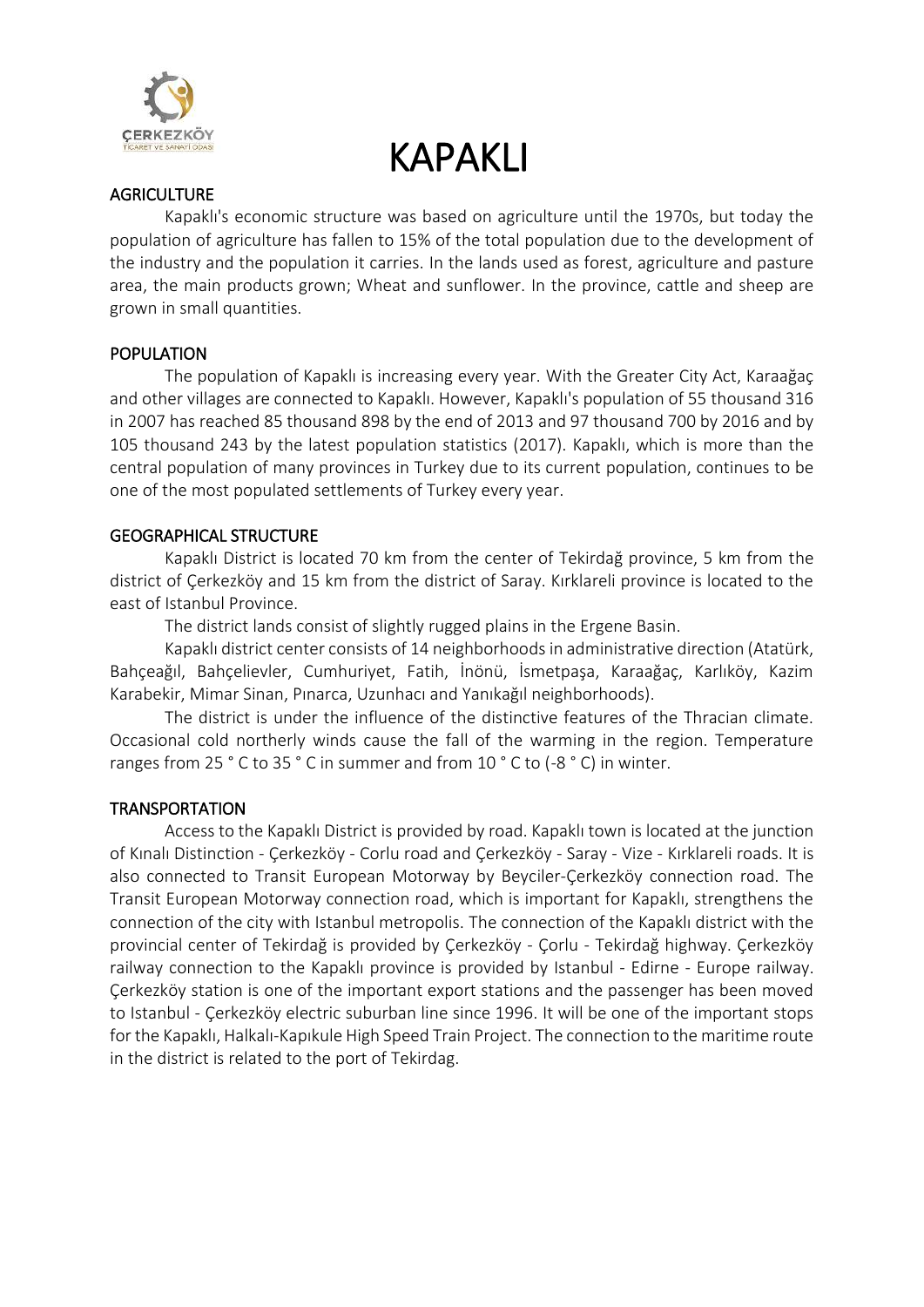# KAPAKLI

## AGRICULTURE

Kapaklı's economic structure was based on agriculture until the 1970s, but today the population of agriculture has fallen to 15% of the total population due to the development of the industry and the population it carries. In the lands used as forest, agriculture and pasture area, the main products grown; Wheat and sunflower. In the province, cattle and sheep are grown in small quantities.

## POPULATION

The population of Kapaklı is increasing every year. With the Greater City Act, Karaağaç and other villages are connected to Kapaklı. However, Kapaklı's population of 55 thousand 316 in 2007 has reached 85 thousand 898 by the end of 2013 and 97 thousand 700 by 2016 and by 105 thousand 243 by the latest population statistics (2017). Kapaklı, which is more than the central population of many provinces in Turkey due to its current population, continues to be one of the most populated settlements of Turkey every year.

## GEOGRAPHICAL STRUCTURE

Kapaklı District is located 70 km from the center of Tekirdağ province, 5 km from the district of Çerkezköy and 15 km from the district of Saray. Kırklareli province is located to the east of Istanbul Province.

The district lands consist of slightly rugged plains in the Ergene Basin.

Kapaklı district center consists of 14 neighborhoods in administrative direction (Atatürk, Bahçeağıl, Bahçelievler, Cumhuriyet, Fatih, İnönü, İsmetpaşa, Karaağaç, Karlıköy, Kazim Karabekir, Mimar Sinan, Pınarca, Uzunhacı and Yanıkağıl neighborhoods).

The district is under the influence of the distinctive features of the Thracian climate. Occasional cold northerly winds cause the fall of the warming in the region. Temperature ranges from 25 ° C to 35 ° C in summer and from 10 ° C to (-8 ° C) in winter.

## TRANSPORTATION

Access to the Kapaklı District is provided by road. Kapaklı town is located at the junction of Kınalı Distinction - Çerkezköy - Corlu road and Çerkezköy - Saray - Vize - Kırklareli roads. It is also connected to Transit European Motorway by Beyciler-Çerkezköy connection road. The Transit European Motorway connection road, which is important for Kapaklı, strengthens the connection of the city with Istanbul metropolis. The connection of the Kapaklı district with the provincial center of Tekirdağ is provided by Çerkezköy - Çorlu - Tekirdağ highway. Çerkezköy railway connection to the Kapaklı province is provided by Istanbul - Edirne - Europe railway. Çerkezköy station is one of the important export stations and the passenger has been moved to Istanbul - Çerkezköy electric suburban line since 1996. It will be one of the important stops for the Kapaklı, Halkalı-Kapıkule High Speed Train Project. The connection to the maritime route in the district is related to the port of Tekirdag.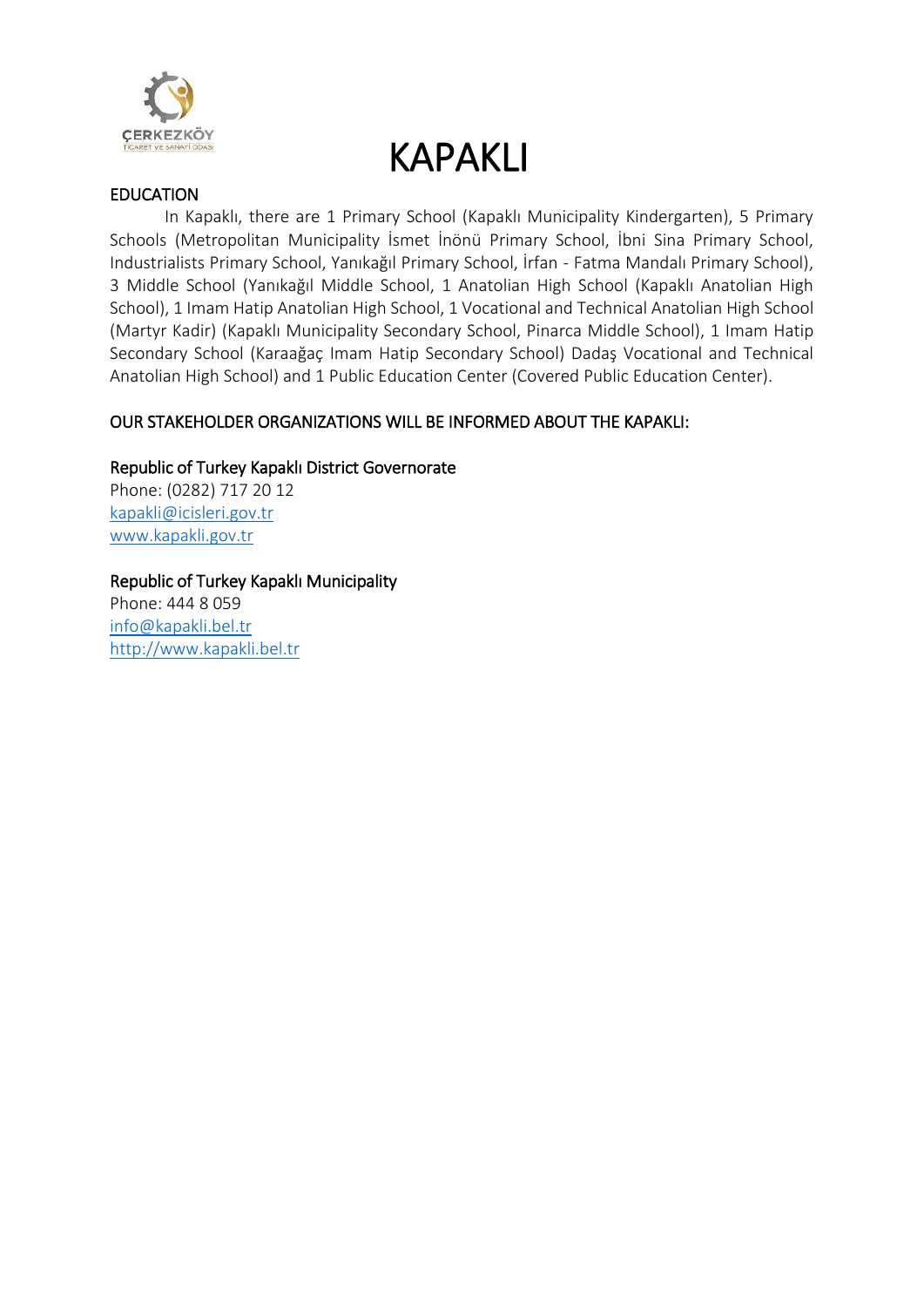# KAPAKLI

## EDUCATION

In Kapaklı, there are 1 Primary School (Kapaklı Municipality Kindergarten), 5 Primary Schools (Metropolitan Municipality İsmet İnönü Primary School, İbni Sina Primary School, Industrialists Primary School, Yanıkağıl Primary School, İrfan - Fatma Mandalı Primary School), 3 Middle School (Yanıkağıl Middle School, 1 Anatolian High School (Kapaklı Anatolian High School), 1 Imam Hatip Anatolian High School, 1 Vocational and Technical Anatolian High School (Martyr Kadir) (Kapaklı Municipality Secondary School, Pinarca Middle School), 1 Imam Hatip Secondary School (Karaağaç Imam Hatip Secondary School) Dadaş Vocational and Technical Anatolian High School) and 1 Public Education Center (Covered Public Education Center).

## OUR STAKEHOLDER ORGANIZATIONS WILL BE INFORMED ABOUT THE KAPAKLI:

**Republic of Turkey Kapaklı District Governorate**
Phone: (0282) 717 20 12
kapakli@icisleri.gov.tr
www.kapakli.gov.tr

**Republic of Turkey Kapaklı Municipality**
Phone: 444 8 059
info@kapakli.bel.tr
http://www.kapakli.bel.tr